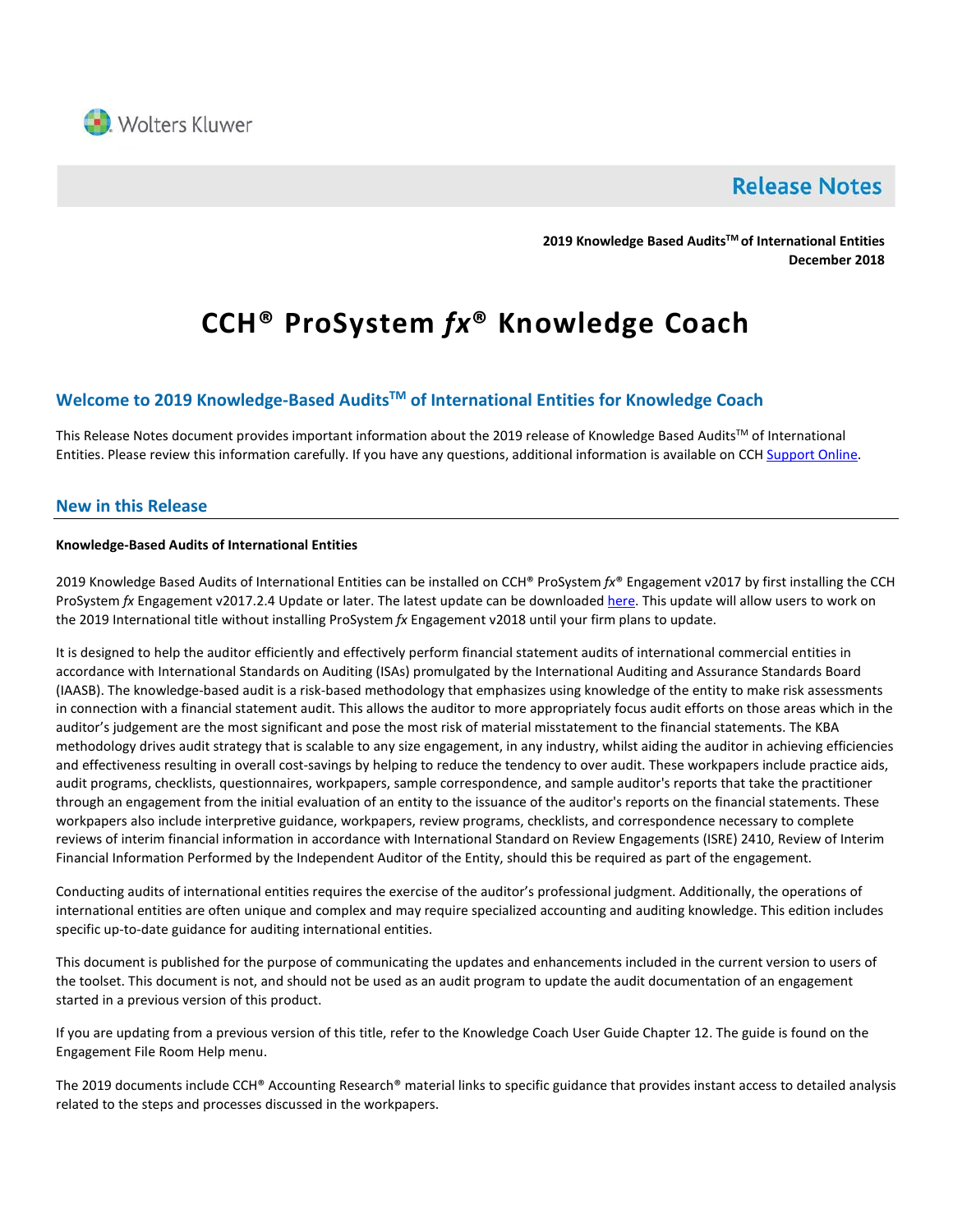Wolters Kluwer

# Release Notes

**2019 Knowledge Based Audits[TM] of International Entities**
**December 2018**

# CCH® ProSystem *fx*® Knowledge Coach

## Welcome to 2019 Knowledge-Based Audits[TM] of International Entities for Knowledge Coach

This Release Notes document provides important information about the 2019 release of Knowledge Based Audits[TM] of International Entities. Please review this information carefully. If you have any questions, additional information is available on CCH Support Online.

## New in this Release

**Knowledge-Based Audits of International Entities**

2019 Knowledge Based Audits of International Entities can be installed on CCH® ProSystem *fx*® Engagement v2017 by first installing the CCH ProSystem *fx* Engagement v2017.2.4 Update or later. The latest update can be downloaded here. This update will allow users to work on the 2019 International title without installing ProSystem *fx* Engagement v2018 until your firm plans to update.

It is designed to help the auditor efficiently and effectively perform financial statement audits of international commercial entities in accordance with International Standards on Auditing (ISAs) promulgated by the International Auditing and Assurance Standards Board (IAASB). The knowledge-based audit is a risk-based methodology that emphasizes using knowledge of the entity to make risk assessments in connection with a financial statement audit. This allows the auditor to more appropriately focus audit efforts on those areas which in the auditor's judgement are the most significant and pose the most risk of material misstatement to the financial statements. The KBA methodology drives audit strategy that is scalable to any size engagement, in any industry, whilst aiding the auditor in achieving efficiencies and effectiveness resulting in overall cost-savings by helping to reduce the tendency to over audit. These workpapers include practice aids, audit programs, checklists, questionnaires, workpapers, sample correspondence, and sample auditor's reports that take the practitioner through an engagement from the initial evaluation of an entity to the issuance of the auditor's reports on the financial statements. These workpapers also include interpretive guidance, workpapers, review programs, checklists, and correspondence necessary to complete reviews of interim financial information in accordance with International Standard on Review Engagements (ISRE) 2410, Review of Interim Financial Information Performed by the Independent Auditor of the Entity, should this be required as part of the engagement.

Conducting audits of international entities requires the exercise of the auditor's professional judgment. Additionally, the operations of international entities are often unique and complex and may require specialized accounting and auditing knowledge. This edition includes specific up-to-date guidance for auditing international entities.

This document is published for the purpose of communicating the updates and enhancements included in the current version to users of the toolset. This document is not, and should not be used as an audit program to update the audit documentation of an engagement started in a previous version of this product.

If you are updating from a previous version of this title, refer to the Knowledge Coach User Guide Chapter 12. The guide is found on the Engagement File Room Help menu.

The 2019 documents include CCH® Accounting Research® material links to specific guidance that provides instant access to detailed analysis related to the steps and processes discussed in the workpapers.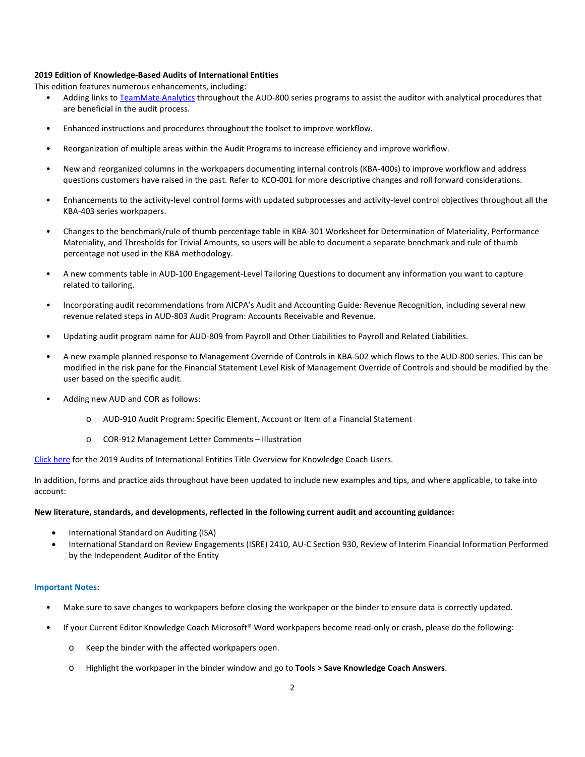**2019 Edition of Knowledge-Based Audits of International Entities**

This edition features numerous enhancements, including:

- Adding links to TeamMate Analytics throughout the AUD-800 series programs to assist the auditor with analytical procedures that are beneficial in the audit process.
- Enhanced instructions and procedures throughout the toolset to improve workflow.
- Reorganization of multiple areas within the Audit Programs to increase efficiency and improve workflow.
- New and reorganized columns in the workpapers documenting internal controls (KBA-400s) to improve workflow and address questions customers have raised in the past. Refer to KCO-001 for more descriptive changes and roll forward considerations.
- Enhancements to the activity-level control forms with updated subprocesses and activity-level control objectives throughout all the KBA-403 series workpapers.
- Changes to the benchmark/rule of thumb percentage table in KBA-301 Worksheet for Determination of Materiality, Performance Materiality, and Thresholds for Trivial Amounts, so users will be able to document a separate benchmark and rule of thumb percentage not used in the KBA methodology.
- A new comments table in AUD-100 Engagement-Level Tailoring Questions to document any information you want to capture related to tailoring.
- Incorporating audit recommendations from AICPA's Audit and Accounting Guide: Revenue Recognition, including several new revenue related steps in AUD-803 Audit Program: Accounts Receivable and Revenue.
- Updating audit program name for AUD-809 from Payroll and Other Liabilities to Payroll and Related Liabilities.
- A new example planned response to Management Override of Controls in KBA-502 which flows to the AUD-800 series. This can be modified in the risk pane for the Financial Statement Level Risk of Management Override of Controls and should be modified by the user based on the specific audit.
- Adding new AUD and COR as follows:
  - AUD-910 Audit Program: Specific Element, Account or Item of a Financial Statement
  - COR-912 Management Letter Comments – Illustration

Click here for the 2019 Audits of International Entities Title Overview for Knowledge Coach Users.

In addition, forms and practice aids throughout have been updated to include new examples and tips, and where applicable, to take into account:

**New literature, standards, and developments, reflected in the following current audit and accounting guidance:**

- International Standard on Auditing (ISA)
- International Standard on Review Engagements (ISRE) 2410, AU-C Section 930, Review of Interim Financial Information Performed by the Independent Auditor of the Entity

**Important Notes:**

- Make sure to save changes to workpapers before closing the workpaper or the binder to ensure data is correctly updated.
- If your Current Editor Knowledge Coach Microsoft® Word workpapers become read-only or crash, please do the following:
  - Keep the binder with the affected workpapers open.
  - Highlight the workpaper in the binder window and go to **Tools > Save Knowledge Coach Answers**.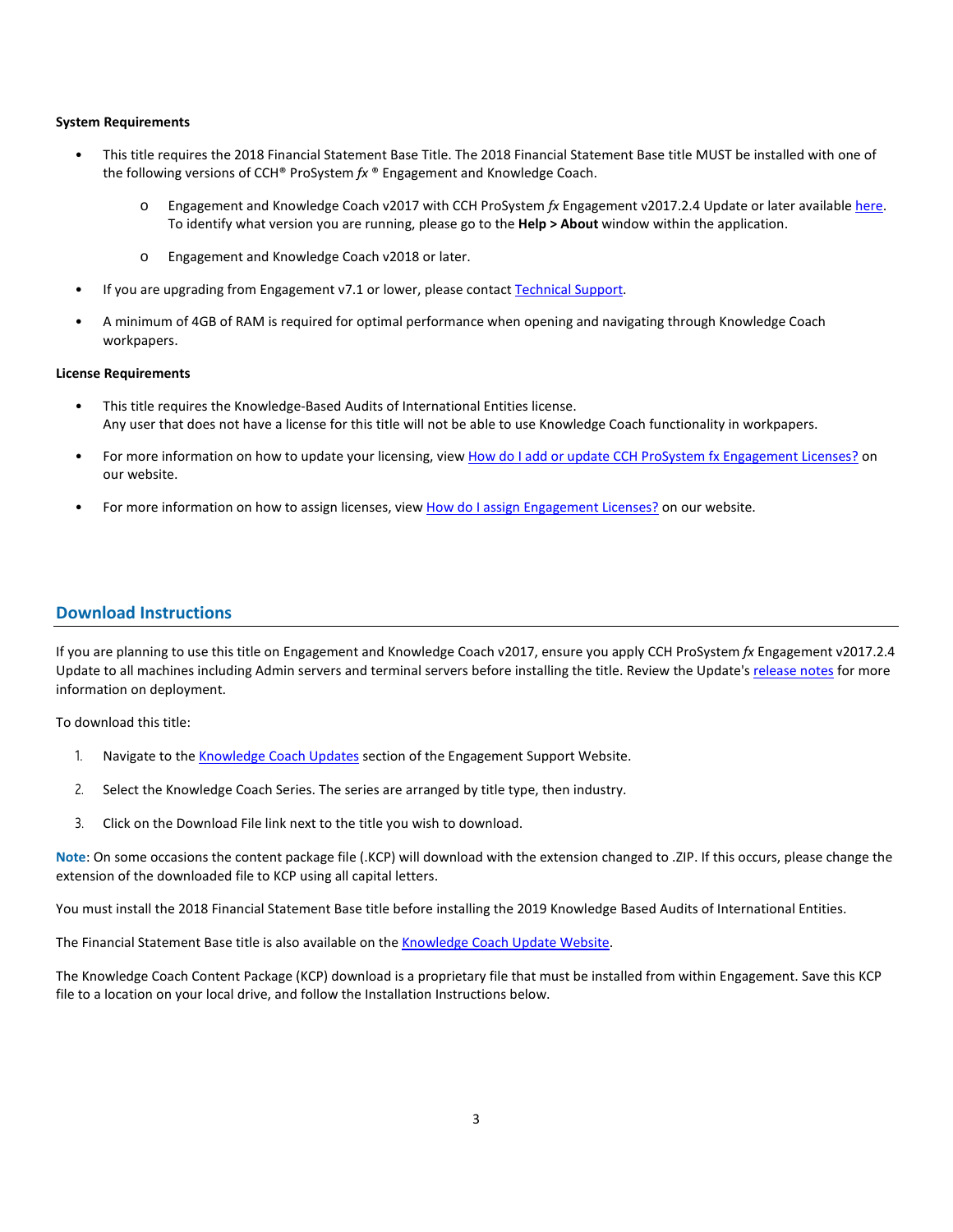**System Requirements**

- This title requires the 2018 Financial Statement Base Title. The 2018 Financial Statement Base title MUST be installed with one of the following versions of CCH® ProSystem *fx* ® Engagement and Knowledge Coach.
    - Engagement and Knowledge Coach v2017 with CCH ProSystem *fx* Engagement v2017.2.4 Update or later available [here](). To identify what version you are running, please go to the **Help > About** window within the application.
    - Engagement and Knowledge Coach v2018 or later.
- If you are upgrading from Engagement v7.1 or lower, please contact [Technical Support]().
- A minimum of 4GB of RAM is required for optimal performance when opening and navigating through Knowledge Coach workpapers.

**License Requirements**

- This title requires the Knowledge-Based Audits of International Entities license.
  Any user that does not have a license for this title will not be able to use Knowledge Coach functionality in workpapers.
- For more information on how to update your licensing, view [How do I add or update CCH ProSystem fx Engagement Licenses?]() on our website.
- For more information on how to assign licenses, view [How do I assign Engagement Licenses?]() on our website.

## Download Instructions

If you are planning to use this title on Engagement and Knowledge Coach v2017, ensure you apply CCH ProSystem *fx* Engagement v2017.2.4 Update to all machines including Admin servers and terminal servers before installing the title. Review the Update's [release notes]() for more information on deployment.

To download this title:

1. Navigate to the [Knowledge Coach Updates]() section of the Engagement Support Website.
2. Select the Knowledge Coach Series. The series are arranged by title type, then industry.
3. Click on the Download File link next to the title you wish to download.

**Note**: On some occasions the content package file (.KCP) will download with the extension changed to .ZIP. If this occurs, please change the extension of the downloaded file to KCP using all capital letters.

You must install the 2018 Financial Statement Base title before installing the 2019 Knowledge Based Audits of International Entities.

The Financial Statement Base title is also available on the [Knowledge Coach Update Website]().

The Knowledge Coach Content Package (KCP) download is a proprietary file that must be installed from within Engagement. Save this KCP file to a location on your local drive, and follow the Installation Instructions below.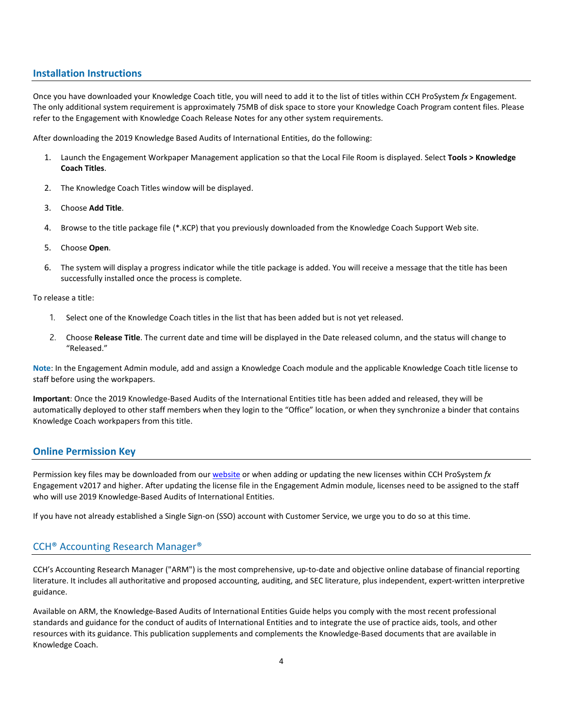## Installation Instructions

Once you have downloaded your Knowledge Coach title, you will need to add it to the list of titles within CCH ProSystem *fx* Engagement. The only additional system requirement is approximately 75MB of disk space to store your Knowledge Coach Program content files. Please refer to the Engagement with Knowledge Coach Release Notes for any other system requirements.

After downloading the 2019 Knowledge Based Audits of International Entities, do the following:

1. Launch the Engagement Workpaper Management application so that the Local File Room is displayed. Select **Tools > Knowledge Coach Titles**.
2. The Knowledge Coach Titles window will be displayed.
3. Choose **Add Title**.
4. Browse to the title package file (*.KCP) that you previously downloaded from the Knowledge Coach Support Web site.
5. Choose **Open**.
6. The system will display a progress indicator while the title package is added. You will receive a message that the title has been successfully installed once the process is complete.

To release a title:

1. Select one of the Knowledge Coach titles in the list that has been added but is not yet released.
2. Choose **Release Title**. The current date and time will be displayed in the Date released column, and the status will change to “Released.”

**Note**: In the Engagement Admin module, add and assign a Knowledge Coach module and the applicable Knowledge Coach title license to staff before using the workpapers.

**Important**: Once the 2019 Knowledge-Based Audits of the International Entities title has been added and released, they will be automatically deployed to other staff members when they login to the “Office” location, or when they synchronize a binder that contains Knowledge Coach workpapers from this title.

## Online Permission Key

Permission key files may be downloaded from our website or when adding or updating the new licenses within CCH ProSystem *fx* Engagement v2017 and higher. After updating the license file in the Engagement Admin module, licenses need to be assigned to the staff who will use 2019 Knowledge-Based Audits of International Entities.

If you have not already established a Single Sign-on (SSO) account with Customer Service, we urge you to do so at this time.

## CCH® Accounting Research Manager®

CCH’s Accounting Research Manager ("ARM") is the most comprehensive, up-to-date and objective online database of financial reporting literature. It includes all authoritative and proposed accounting, auditing, and SEC literature, plus independent, expert-written interpretive guidance.

Available on ARM, the Knowledge-Based Audits of International Entities Guide helps you comply with the most recent professional standards and guidance for the conduct of audits of International Entities and to integrate the use of practice aids, tools, and other resources with its guidance. This publication supplements and complements the Knowledge-Based documents that are available in Knowledge Coach.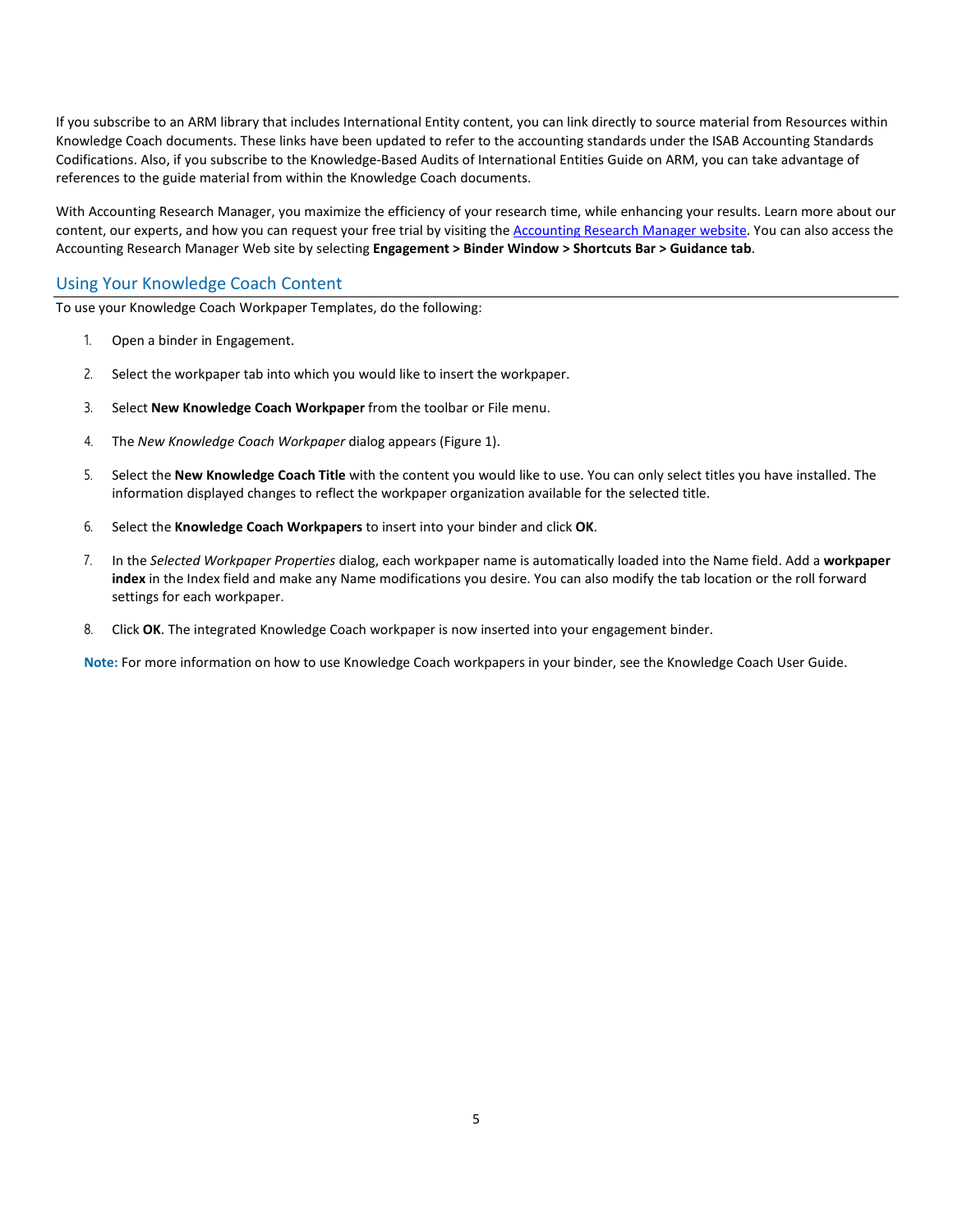If you subscribe to an ARM library that includes International Entity content, you can link directly to source material from Resources within Knowledge Coach documents. These links have been updated to refer to the accounting standards under the ISAB Accounting Standards Codifications. Also, if you subscribe to the Knowledge-Based Audits of International Entities Guide on ARM, you can take advantage of references to the guide material from within the Knowledge Coach documents.

With Accounting Research Manager, you maximize the efficiency of your research time, while enhancing your results. Learn more about our content, our experts, and how you can request your free trial by visiting the Accounting Research Manager website. You can also access the Accounting Research Manager Web site by selecting **Engagement > Binder Window > Shortcuts Bar > Guidance tab**.

## Using Your Knowledge Coach Content

To use your Knowledge Coach Workpaper Templates, do the following:

1. Open a binder in Engagement.
2. Select the workpaper tab into which you would like to insert the workpaper.
3. Select **New Knowledge Coach Workpaper** from the toolbar or File menu.
4. The *New Knowledge Coach Workpaper* dialog appears (Figure 1).
5. Select the **New Knowledge Coach Title** with the content you would like to use. You can only select titles you have installed. The information displayed changes to reflect the workpaper organization available for the selected title.
6. Select the **Knowledge Coach Workpapers** to insert into your binder and click **OK**.
7. In the *Selected Workpaper Properties* dialog, each workpaper name is automatically loaded into the Name field. Add a **workpaper index** in the Index field and make any Name modifications you desire. You can also modify the tab location or the roll forward settings for each workpaper.
8. Click **OK**. The integrated Knowledge Coach workpaper is now inserted into your engagement binder.

**Note:** For more information on how to use Knowledge Coach workpapers in your binder, see the Knowledge Coach User Guide.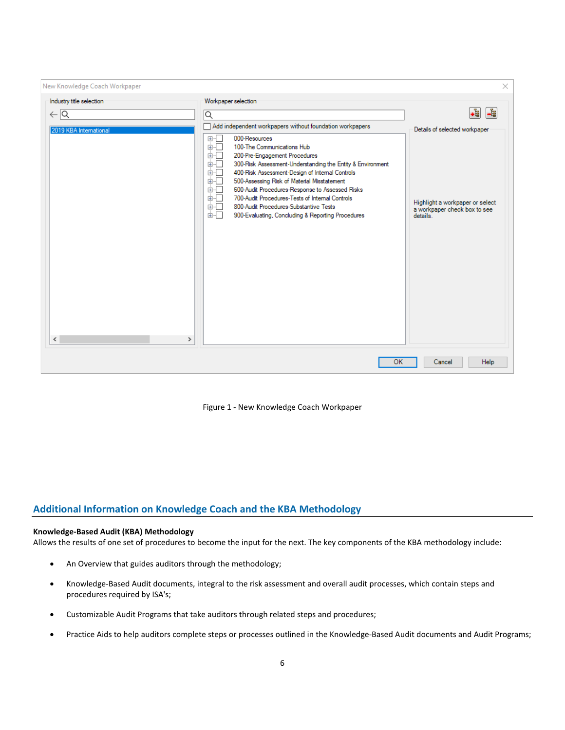Figure 1 - New Knowledge Coach Workpaper

## Additional Information on Knowledge Coach and the KBA Methodology

**Knowledge-Based Audit (KBA) Methodology**
Allows the results of one set of procedures to become the input for the next. The key components of the KBA methodology include:

- An Overview that guides auditors through the methodology;
- Knowledge-Based Audit documents, integral to the risk assessment and overall audit processes, which contain steps and procedures required by ISA's;
- Customizable Audit Programs that take auditors through related steps and procedures;
- Practice Aids to help auditors complete steps or processes outlined in the Knowledge-Based Audit documents and Audit Programs;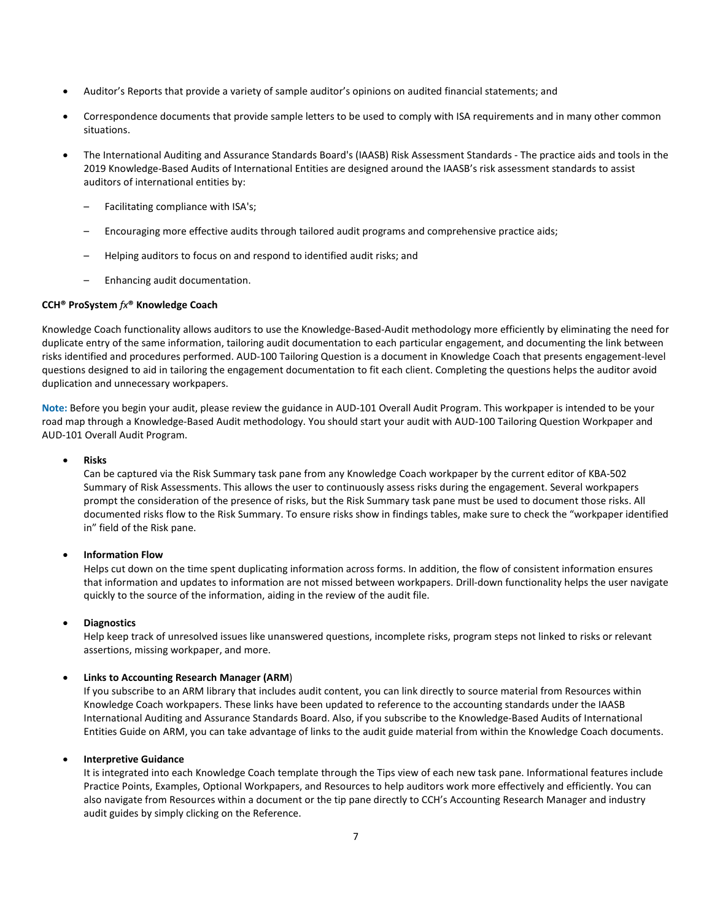- Auditor's Reports that provide a variety of sample auditor's opinions on audited financial statements; and
- Correspondence documents that provide sample letters to be used to comply with ISA requirements and in many other common situations.
- The International Auditing and Assurance Standards Board's (IAASB) Risk Assessment Standards - The practice aids and tools in the 2019 Knowledge-Based Audits of International Entities are designed around the IAASB's risk assessment standards to assist auditors of international entities by:
  - Facilitating compliance with ISA's;
  - Encouraging more effective audits through tailored audit programs and comprehensive practice aids;
  - Helping auditors to focus on and respond to identified audit risks; and
  - Enhancing audit documentation.

**CCH® ProSystem *fx*® Knowledge Coach**

Knowledge Coach functionality allows auditors to use the Knowledge-Based-Audit methodology more efficiently by eliminating the need for duplicate entry of the same information, tailoring audit documentation to each particular engagement, and documenting the link between risks identified and procedures performed. AUD-100 Tailoring Question is a document in Knowledge Coach that presents engagement-level questions designed to aid in tailoring the engagement documentation to fit each client. Completing the questions helps the auditor avoid duplication and unnecessary workpapers.

**Note:** Before you begin your audit, please review the guidance in AUD-101 Overall Audit Program. This workpaper is intended to be your road map through a Knowledge-Based Audit methodology. You should start your audit with AUD-100 Tailoring Question Workpaper and AUD-101 Overall Audit Program.

- **Risks**
  Can be captured via the Risk Summary task pane from any Knowledge Coach workpaper by the current editor of KBA-502 Summary of Risk Assessments. This allows the user to continuously assess risks during the engagement. Several workpapers prompt the consideration of the presence of risks, but the Risk Summary task pane must be used to document those risks. All documented risks flow to the Risk Summary. To ensure risks show in findings tables, make sure to check the "workpaper identified in" field of the Risk pane.

- **Information Flow**
  Helps cut down on the time spent duplicating information across forms. In addition, the flow of consistent information ensures that information and updates to information are not missed between workpapers. Drill-down functionality helps the user navigate quickly to the source of the information, aiding in the review of the audit file.

- **Diagnostics**
  Help keep track of unresolved issues like unanswered questions, incomplete risks, program steps not linked to risks or relevant assertions, missing workpaper, and more.

- **Links to Accounting Research Manager (ARM**)
  If you subscribe to an ARM library that includes audit content, you can link directly to source material from Resources within Knowledge Coach workpapers. These links have been updated to reference to the accounting standards under the IAASB International Auditing and Assurance Standards Board. Also, if you subscribe to the Knowledge-Based Audits of International Entities Guide on ARM, you can take advantage of links to the audit guide material from within the Knowledge Coach documents.

- **Interpretive Guidance**
  It is integrated into each Knowledge Coach template through the Tips view of each new task pane. Informational features include Practice Points, Examples, Optional Workpapers, and Resources to help auditors work more effectively and efficiently. You can also navigate from Resources within a document or the tip pane directly to CCH's Accounting Research Manager and industry audit guides by simply clicking on the Reference.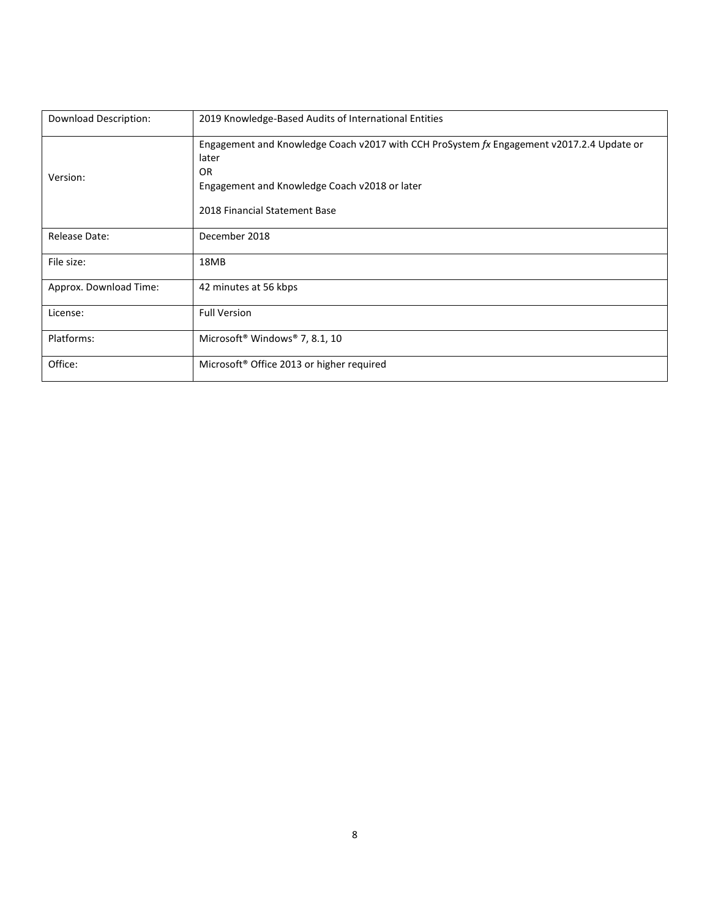| | |
|---|---|
| Download Description: | 2019 Knowledge-Based Audits of International Entities |
| Version: | Engagement and Knowledge Coach v2017 with CCH ProSystem *fx* Engagement v2017.2.4 Update or later<br>OR<br>Engagement and Knowledge Coach v2018 or later<br><br>2018 Financial Statement Base |
| Release Date: | December 2018 |
| File size: | 18MB |
| Approx. Download Time: | 42 minutes at 56 kbps |
| License: | Full Version |
| Platforms: | Microsoft® Windows® 7, 8.1, 10 |
| Office: | Microsoft® Office 2013 or higher required |